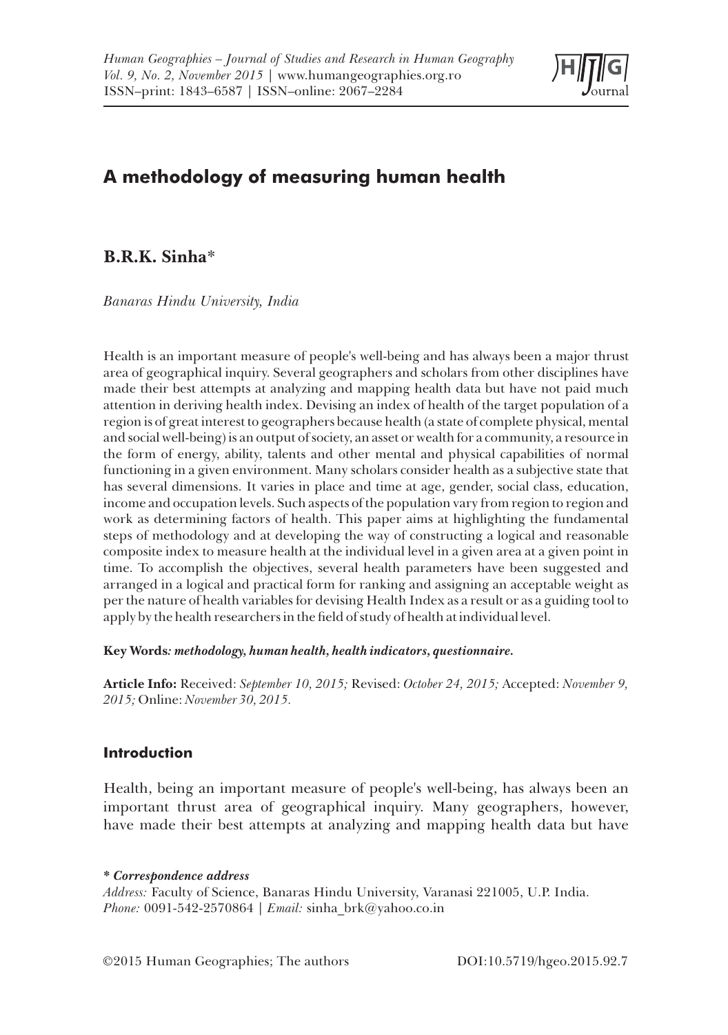# A methodology of measuring human health

**B.R.K. Sinha***

*Banaras Hindu University, India*

Health is an important measure of people's well-being and has always been a major thrust area of geographical inquiry. Several geographers and scholars from other disciplines have made their best attempts at analyzing and mapping health data but have not paid much attention in deriving health index. Devising an index of health of the target population of a region is of great interest to geographers because health (a state of complete physical, mental and social well-being) is an output of society, an asset or wealth for a community, a resource in the form of energy, ability, talents and other mental and physical capabilities of normal functioning in a given environment. Many scholars consider health as a subjective state that has several dimensions. It varies in place and time at age, gender, social class, education, income and occupation levels. Such aspects of the population vary from region to region and work as determining factors of health. This paper aims at highlighting the fundamental steps of methodology and at developing the way of constructing a logical and reasonable composite index to measure health at the individual level in a given area at a given point in time. To accomplish the objectives, several health parameters have been suggested and arranged in a logical and practical form for ranking and assigning an acceptable weight as per the nature of health variables for devising Health Index as a result or as a guiding tool to apply by the health researchers in the field of study of health at individual level.

**Key Words***: methodology, human health, health indicators, questionnaire.*

**Article Info:** Received: *September 10, 2015;* Revised: *October 24, 2015;* Accepted: *November 9, 2015;* Online: *November 30, 2015.*

## Introduction

Health, being an important measure of people's well-being, has always been an important thrust area of geographical inquiry. Many geographers, however, have made their best attempts at analyzing and mapping health data but have

*** *Correspondence address***

*Address:* Faculty of Science, Banaras Hindu University, Varanasi 221005, U.P. India.
*Phone:* 0091-542-2570864 | *Email:* sinha_brk@yahoo.co.in

©2015 Human Geographies; The authors DOI:10.5719/hgeo.2015.92.7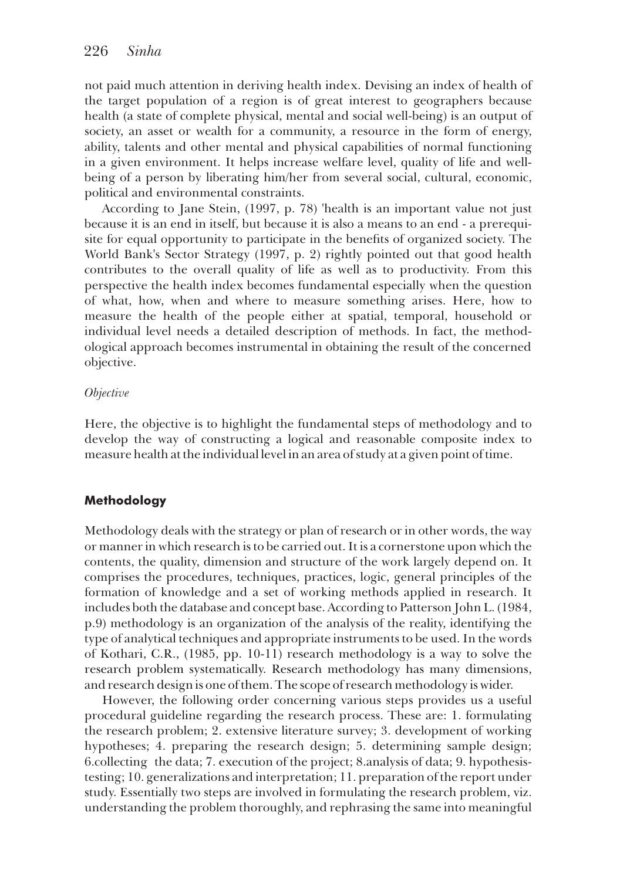not paid much attention in deriving health index. Devising an index of health of the target population of a region is of great interest to geographers because health (a state of complete physical, mental and social well-being) is an output of society, an asset or wealth for a community, a resource in the form of energy, ability, talents and other mental and physical capabilities of normal functioning in a given environment. It helps increase welfare level, quality of life and well-being of a person by liberating him/her from several social, cultural, economic, political and environmental constraints.

According to Jane Stein, (1997, p. 78) 'health is an important value not just because it is an end in itself, but because it is also a means to an end - a prerequisite for equal opportunity to participate in the benefits of organized society. The World Bank's Sector Strategy (1997, p. 2) rightly pointed out that good health contributes to the overall quality of life as well as to productivity. From this perspective the health index becomes fundamental especially when the question of what, how, when and where to measure something arises. Here, how to measure the health of the people either at spatial, temporal, household or individual level needs a detailed description of methods. In fact, the methodological approach becomes instrumental in obtaining the result of the concerned objective.

*Objective*

Here, the objective is to highlight the fundamental steps of methodology and to develop the way of constructing a logical and reasonable composite index to measure health at the individual level in an area of study at a given point of time.

## Methodology

Methodology deals with the strategy or plan of research or in other words, the way or manner in which research is to be carried out. It is a cornerstone upon which the contents, the quality, dimension and structure of the work largely depend on. It comprises the procedures, techniques, practices, logic, general principles of the formation of knowledge and a set of working methods applied in research. It includes both the database and concept base. According to Patterson John L. (1984, p.9) methodology is an organization of the analysis of the reality, identifying the type of analytical techniques and appropriate instruments to be used. In the words of Kothari, C.R., (1985, pp. 10-11) research methodology is a way to solve the research problem systematically. Research methodology has many dimensions, and research design is one of them. The scope of research methodology is wider.

However, the following order concerning various steps provides us a useful procedural guideline regarding the research process. These are: 1. formulating the research problem; 2. extensive literature survey; 3. development of working hypotheses; 4. preparing the research design; 5. determining sample design; 6.collecting the data; 7. execution of the project; 8.analysis of data; 9. hypothesis-testing; 10. generalizations and interpretation; 11. preparation of the report under study. Essentially two steps are involved in formulating the research problem, viz. understanding the problem thoroughly, and rephrasing the same into meaningful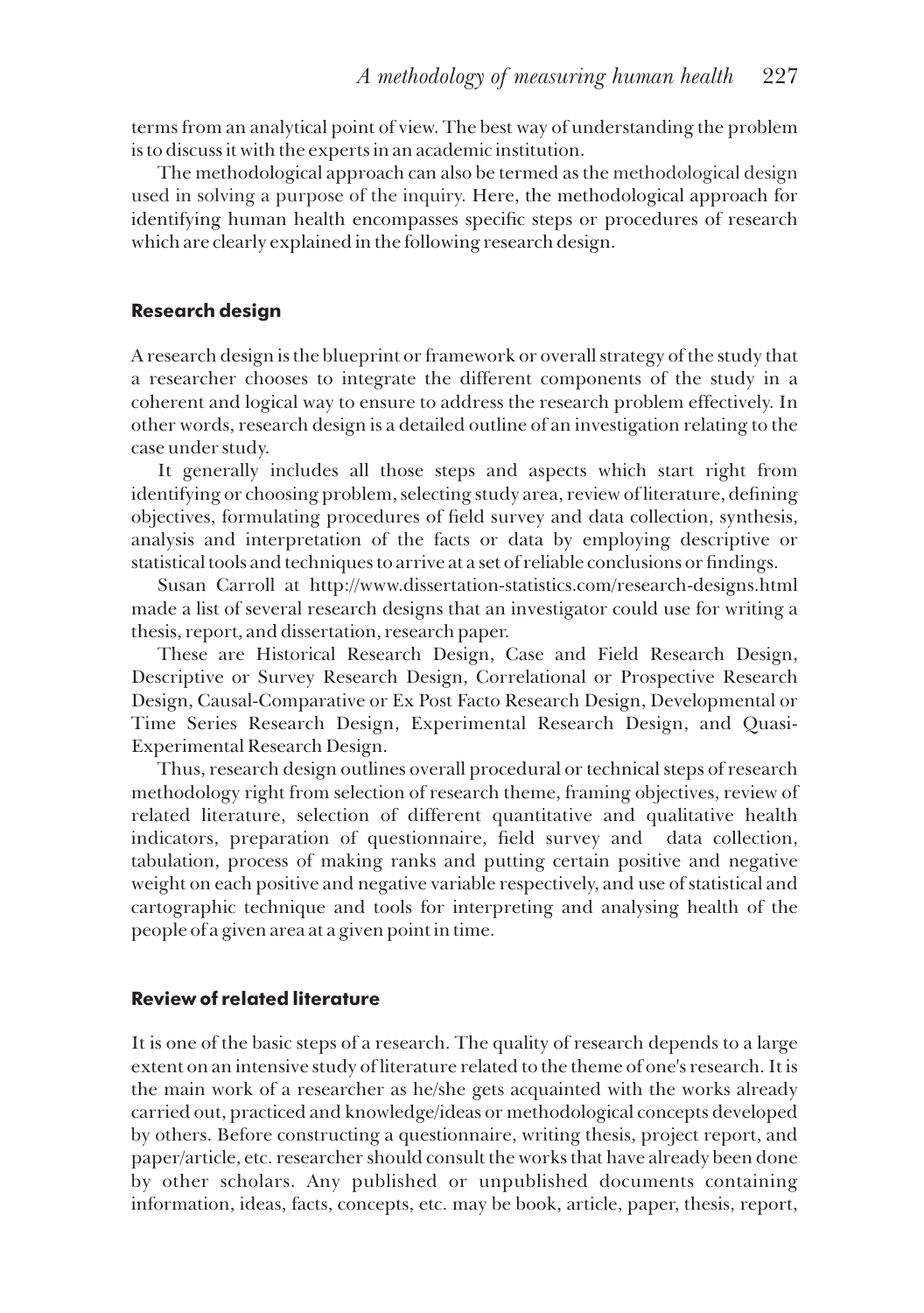terms from an analytical point of view. The best way of understanding the problem is to discuss it with the experts in an academic institution.

The methodological approach can also be termed as the methodological design used in solving a purpose of the inquiry. Here, the methodological approach for identifying human health encompasses specific steps or procedures of research which are clearly explained in the following research design.

## Research design

A research design is the blueprint or framework or overall strategy of the study that a researcher chooses to integrate the different components of the study in a coherent and logical way to ensure to address the research problem effectively. In other words, research design is a detailed outline of an investigation relating to the case under study.

It generally includes all those steps and aspects which start right from identifying or choosing problem, selecting study area, review of literature, defining objectives, formulating procedures of field survey and data collection, synthesis, analysis and interpretation of the facts or data by employing descriptive or statistical tools and techniques to arrive at a set of reliable conclusions or findings.

Susan Carroll at http://www.dissertation-statistics.com/research-designs.html made a list of several research designs that an investigator could use for writing a thesis, report, and dissertation, research paper.

These are Historical Research Design, Case and Field Research Design, Descriptive or Survey Research Design, Correlational or Prospective Research Design, Causal-Comparative or Ex Post Facto Research Design, Developmental or Time Series Research Design, Experimental Research Design, and Quasi-Experimental Research Design.

Thus, research design outlines overall procedural or technical steps of research methodology right from selection of research theme, framing objectives, review of related literature, selection of different quantitative and qualitative health indicators, preparation of questionnaire, field survey and data collection, tabulation, process of making ranks and putting certain positive and negative weight on each positive and negative variable respectively, and use of statistical and cartographic technique and tools for interpreting and analysing health of the people of a given area at a given point in time.

## Review of related literature

It is one of the basic steps of a research. The quality of research depends to a large extent on an intensive study of literature related to the theme of one's research. It is the main work of a researcher as he/she gets acquainted with the works already carried out, practiced and knowledge/ideas or methodological concepts developed by others. Before constructing a questionnaire, writing thesis, project report, and paper/article, etc. researcher should consult the works that have already been done by other scholars. Any published or unpublished documents containing information, ideas, facts, concepts, etc. may be book, article, paper, thesis, report,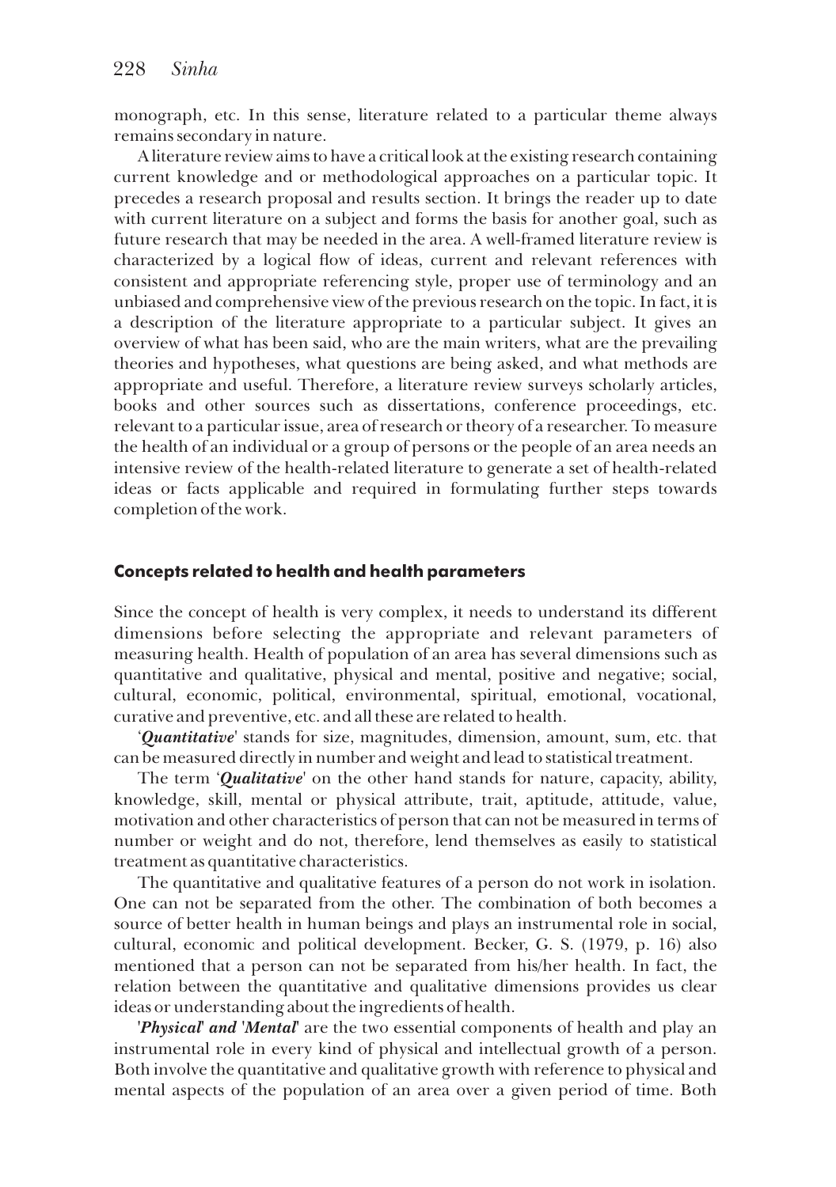monograph, etc. In this sense, literature related to a particular theme always remains secondary in nature.

A literature review aims to have a critical look at the existing research containing current knowledge and or methodological approaches on a particular topic. It precedes a research proposal and results section. It brings the reader up to date with current literature on a subject and forms the basis for another goal, such as future research that may be needed in the area. A well-framed literature review is characterized by a logical flow of ideas, current and relevant references with consistent and appropriate referencing style, proper use of terminology and an unbiased and comprehensive view of the previous research on the topic. In fact, it is a description of the literature appropriate to a particular subject. It gives an overview of what has been said, who are the main writers, what are the prevailing theories and hypotheses, what questions are being asked, and what methods are appropriate and useful. Therefore, a literature review surveys scholarly articles, books and other sources such as dissertations, conference proceedings, etc. relevant to a particular issue, area of research or theory of a researcher. To measure the health of an individual or a group of persons or the people of an area needs an intensive review of the health-related literature to generate a set of health-related ideas or facts applicable and required in formulating further steps towards completion of the work.

### Concepts related to health and health parameters

Since the concept of health is very complex, it needs to understand its different dimensions before selecting the appropriate and relevant parameters of measuring health. Health of population of an area has several dimensions such as quantitative and qualitative, physical and mental, positive and negative; social, cultural, economic, political, environmental, spiritual, emotional, vocational, curative and preventive, etc. and all these are related to health.

'***Quantitative***' stands for size, magnitudes, dimension, amount, sum, etc. that can be measured directly in number and weight and lead to statistical treatment.

The term '***Qualitative***' on the other hand stands for nature, capacity, ability, knowledge, skill, mental or physical attribute, trait, aptitude, attitude, value, motivation and other characteristics of person that can not be measured in terms of number or weight and do not, therefore, lend themselves as easily to statistical treatment as quantitative characteristics.

The quantitative and qualitative features of a person do not work in isolation. One can not be separated from the other. The combination of both becomes a source of better health in human beings and plays an instrumental role in social, cultural, economic and political development. Becker, G. S. (1979, p. 16) also mentioned that a person can not be separated from his/her health. In fact, the relation between the quantitative and qualitative dimensions provides us clear ideas or understanding about the ingredients of health.

'***Physical***' ***and*** '***Mental***' are the two essential components of health and play an instrumental role in every kind of physical and intellectual growth of a person. Both involve the quantitative and qualitative growth with reference to physical and mental aspects of the population of an area over a given period of time. Both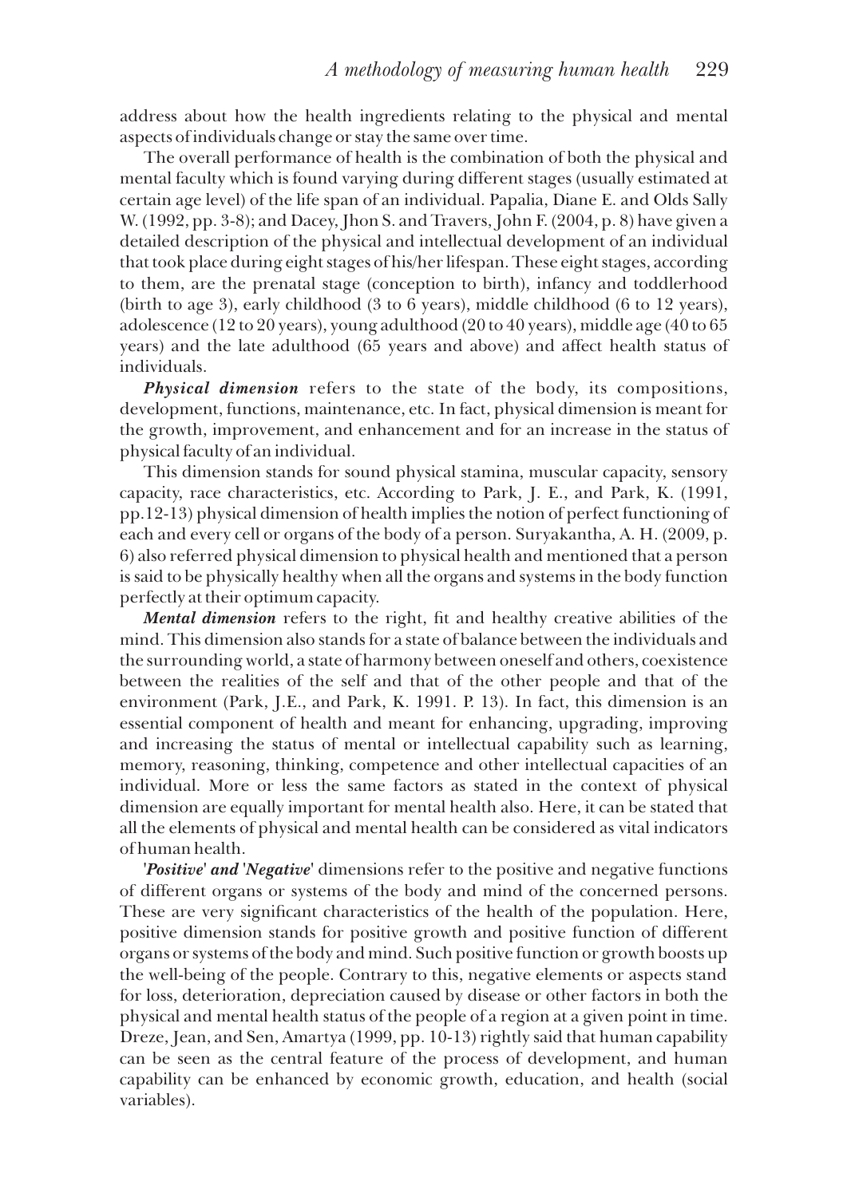address about how the health ingredients relating to the physical and mental aspects of individuals change or stay the same over time.

The overall performance of health is the combination of both the physical and mental faculty which is found varying during different stages (usually estimated at certain age level) of the life span of an individual. Papalia, Diane E. and Olds Sally W. (1992, pp. 3-8); and Dacey, Jhon S. and Travers, John F. (2004, p. 8) have given a detailed description of the physical and intellectual development of an individual that took place during eight stages of his/her lifespan. These eight stages, according to them, are the prenatal stage (conception to birth), infancy and toddlerhood (birth to age 3), early childhood (3 to 6 years), middle childhood (6 to 12 years), adolescence (12 to 20 years), young adulthood (20 to 40 years), middle age (40 to 65 years) and the late adulthood (65 years and above) and affect health status of individuals.

***Physical dimension*** refers to the state of the body, its compositions, development, functions, maintenance, etc. In fact, physical dimension is meant for the growth, improvement, and enhancement and for an increase in the status of physical faculty of an individual.

This dimension stands for sound physical stamina, muscular capacity, sensory capacity, race characteristics, etc. According to Park, J. E., and Park, K. (1991, pp.12-13) physical dimension of health implies the notion of perfect functioning of each and every cell or organs of the body of a person. Suryakantha, A. H. (2009, p. 6) also referred physical dimension to physical health and mentioned that a person is said to be physically healthy when all the organs and systems in the body function perfectly at their optimum capacity.

***Mental dimension*** refers to the right, fit and healthy creative abilities of the mind. This dimension also stands for a state of balance between the individuals and the surrounding world, a state of harmony between oneself and others, coexistence between the realities of the self and that of the other people and that of the environment (Park, J.E., and Park, K. 1991. P. 13). In fact, this dimension is an essential component of health and meant for enhancing, upgrading, improving and increasing the status of mental or intellectual capability such as learning, memory, reasoning, thinking, competence and other intellectual capacities of an individual. More or less the same factors as stated in the context of physical dimension are equally important for mental health also. Here, it can be stated that all the elements of physical and mental health can be considered as vital indicators of human health.

'***Positive***' ***and*** '***Negative***' dimensions refer to the positive and negative functions of different organs or systems of the body and mind of the concerned persons. These are very significant characteristics of the health of the population. Here, positive dimension stands for positive growth and positive function of different organs or systems of the body and mind. Such positive function or growth boosts up the well-being of the people. Contrary to this, negative elements or aspects stand for loss, deterioration, depreciation caused by disease or other factors in both the physical and mental health status of the people of a region at a given point in time. Dreze, Jean, and Sen, Amartya (1999, pp. 10-13) rightly said that human capability can be seen as the central feature of the process of development, and human capability can be enhanced by economic growth, education, and health (social variables).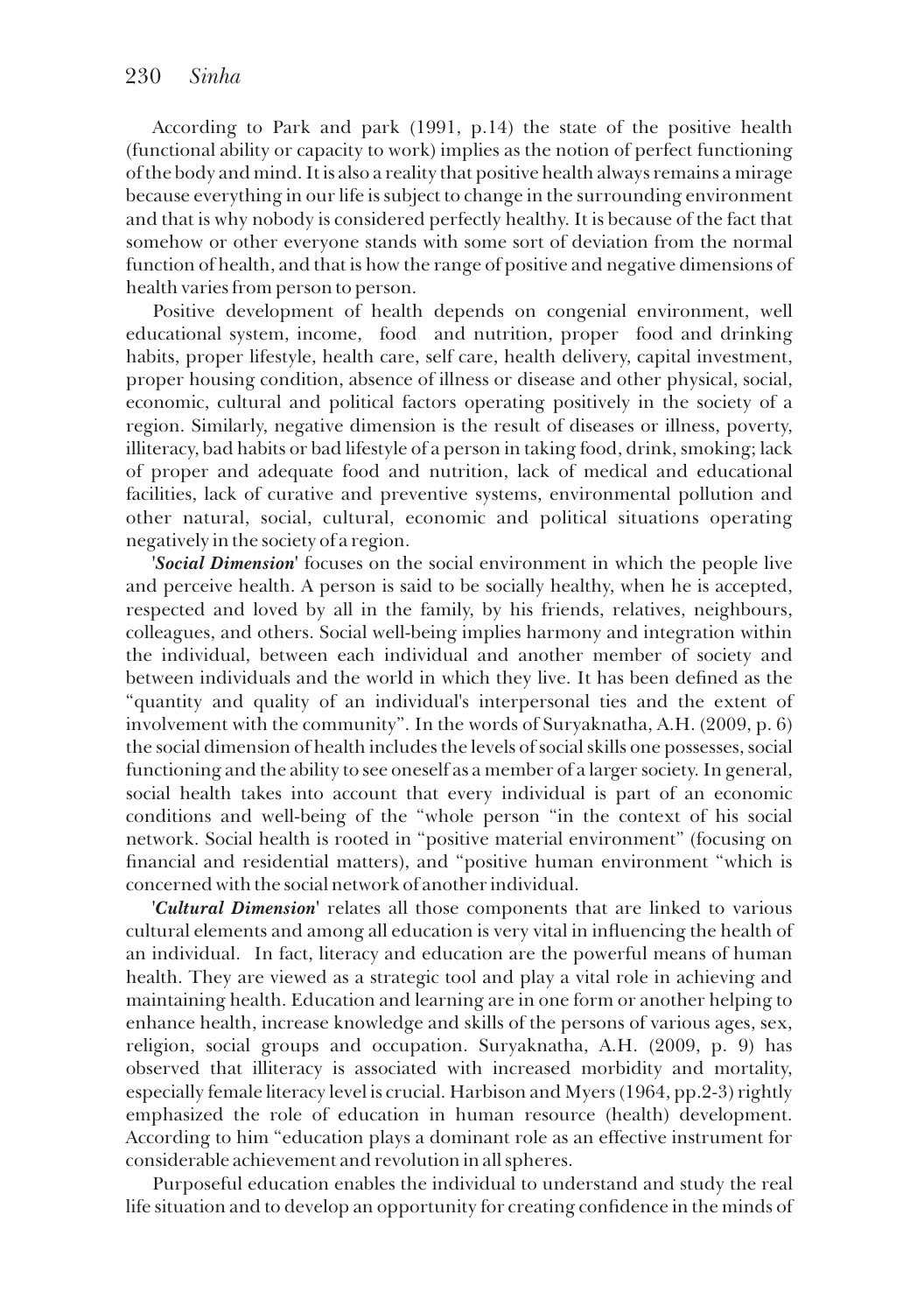According to Park and park (1991, p.14) the state of the positive health (functional ability or capacity to work) implies as the notion of perfect functioning of the body and mind. It is also a reality that positive health always remains a mirage because everything in our life is subject to change in the surrounding environment and that is why nobody is considered perfectly healthy. It is because of the fact that somehow or other everyone stands with some sort of deviation from the normal function of health, and that is how the range of positive and negative dimensions of health varies from person to person.

Positive development of health depends on congenial environment, well educational system, income, food and nutrition, proper food and drinking habits, proper lifestyle, health care, self care, health delivery, capital investment, proper housing condition, absence of illness or disease and other physical, social, economic, cultural and political factors operating positively in the society of a region. Similarly, negative dimension is the result of diseases or illness, poverty, illiteracy, bad habits or bad lifestyle of a person in taking food, drink, smoking; lack of proper and adequate food and nutrition, lack of medical and educational facilities, lack of curative and preventive systems, environmental pollution and other natural, social, cultural, economic and political situations operating negatively in the society of a region.

'***Social Dimension***' focuses on the social environment in which the people live and perceive health. A person is said to be socially healthy, when he is accepted, respected and loved by all in the family, by his friends, relatives, neighbours, colleagues, and others. Social well-being implies harmony and integration within the individual, between each individual and another member of society and between individuals and the world in which they live. It has been defined as the "quantity and quality of an individual's interpersonal ties and the extent of involvement with the community". In the words of Suryaknatha, A.H. (2009, p. 6) the social dimension of health includes the levels of social skills one possesses, social functioning and the ability to see oneself as a member of a larger society. In general, social health takes into account that every individual is part of an economic conditions and well-being of the "whole person "in the context of his social network. Social health is rooted in "positive material environment" (focusing on financial and residential matters), and "positive human environment "which is concerned with the social network of another individual.

'***Cultural Dimension***' relates all those components that are linked to various cultural elements and among all education is very vital in influencing the health of an individual. In fact, literacy and education are the powerful means of human health. They are viewed as a strategic tool and play a vital role in achieving and maintaining health. Education and learning are in one form or another helping to enhance health, increase knowledge and skills of the persons of various ages, sex, religion, social groups and occupation. Suryaknatha, A.H. (2009, p. 9) has observed that illiteracy is associated with increased morbidity and mortality, especially female literacy level is crucial. Harbison and Myers (1964, pp.2-3) rightly emphasized the role of education in human resource (health) development. According to him "education plays a dominant role as an effective instrument for considerable achievement and revolution in all spheres.

Purposeful education enables the individual to understand and study the real life situation and to develop an opportunity for creating confidence in the minds of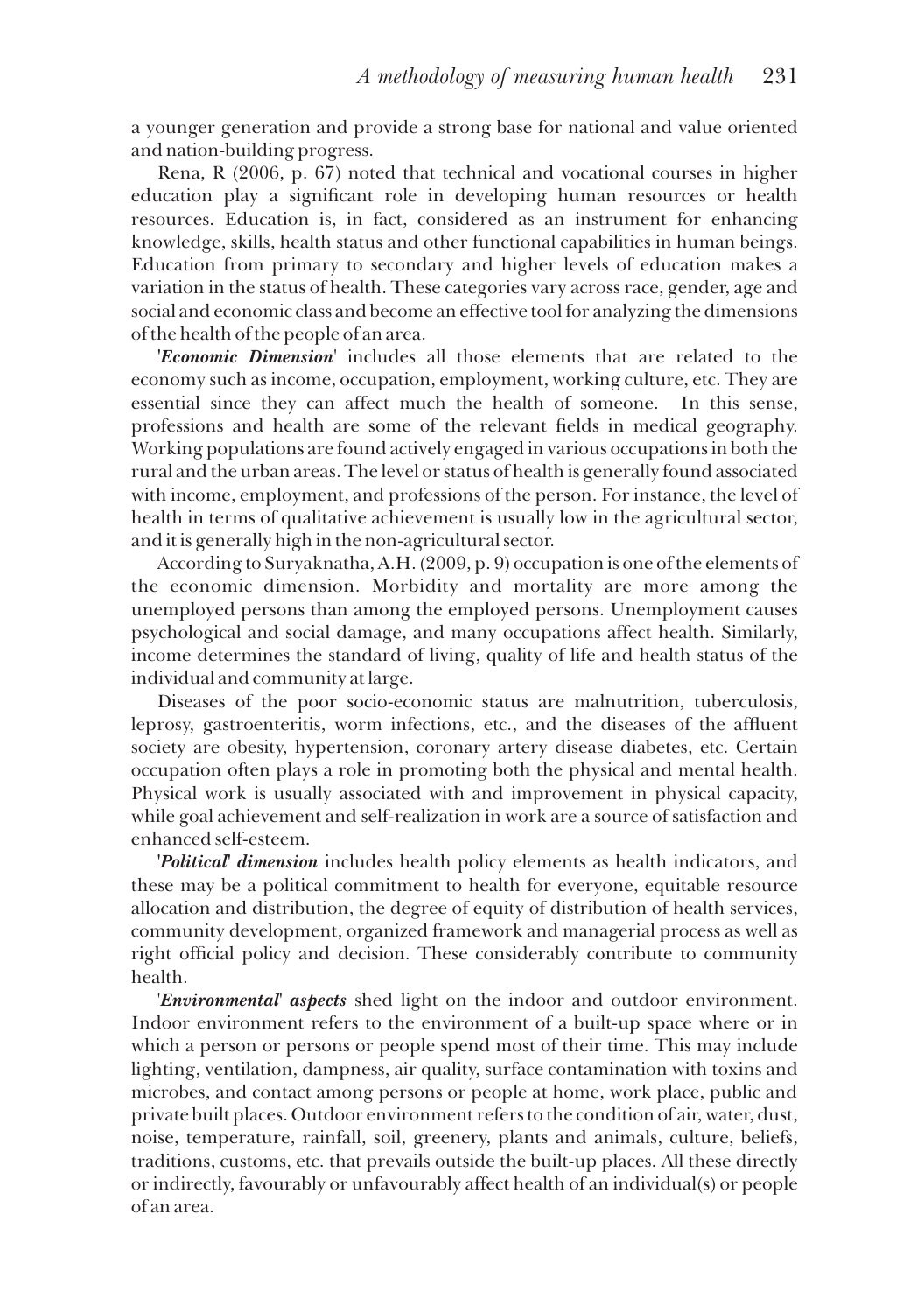a younger generation and provide a strong base for national and value oriented and nation-building progress.

Rena, R (2006, p. 67) noted that technical and vocational courses in higher education play a significant role in developing human resources or health resources. Education is, in fact, considered as an instrument for enhancing knowledge, skills, health status and other functional capabilities in human beings. Education from primary to secondary and higher levels of education makes a variation in the status of health. These categories vary across race, gender, age and social and economic class and become an effective tool for analyzing the dimensions of the health of the people of an area.

'***Economic Dimension***' includes all those elements that are related to the economy such as income, occupation, employment, working culture, etc. They are essential since they can affect much the health of someone. In this sense, professions and health are some of the relevant fields in medical geography. Working populations are found actively engaged in various occupations in both the rural and the urban areas. The level or status of health is generally found associated with income, employment, and professions of the person. For instance, the level of health in terms of qualitative achievement is usually low in the agricultural sector, and it is generally high in the non-agricultural sector.

According to Suryaknatha, A.H. (2009, p. 9) occupation is one of the elements of the economic dimension. Morbidity and mortality are more among the unemployed persons than among the employed persons. Unemployment causes psychological and social damage, and many occupations affect health. Similarly, income determines the standard of living, quality of life and health status of the individual and community at large.

Diseases of the poor socio-economic status are malnutrition, tuberculosis, leprosy, gastroenteritis, worm infections, etc., and the diseases of the affluent society are obesity, hypertension, coronary artery disease diabetes, etc. Certain occupation often plays a role in promoting both the physical and mental health. Physical work is usually associated with and improvement in physical capacity, while goal achievement and self-realization in work are a source of satisfaction and enhanced self-esteem.

'***Political***' ***dimension*** includes health policy elements as health indicators, and these may be a political commitment to health for everyone, equitable resource allocation and distribution, the degree of equity of distribution of health services, community development, organized framework and managerial process as well as right official policy and decision. These considerably contribute to community health.

'***Environmental***' ***aspects*** shed light on the indoor and outdoor environment. Indoor environment refers to the environment of a built-up space where or in which a person or persons or people spend most of their time. This may include lighting, ventilation, dampness, air quality, surface contamination with toxins and microbes, and contact among persons or people at home, work place, public and private built places. Outdoor environment refers to the condition of air, water, dust, noise, temperature, rainfall, soil, greenery, plants and animals, culture, beliefs, traditions, customs, etc. that prevails outside the built-up places. All these directly or indirectly, favourably or unfavourably affect health of an individual(s) or people of an area.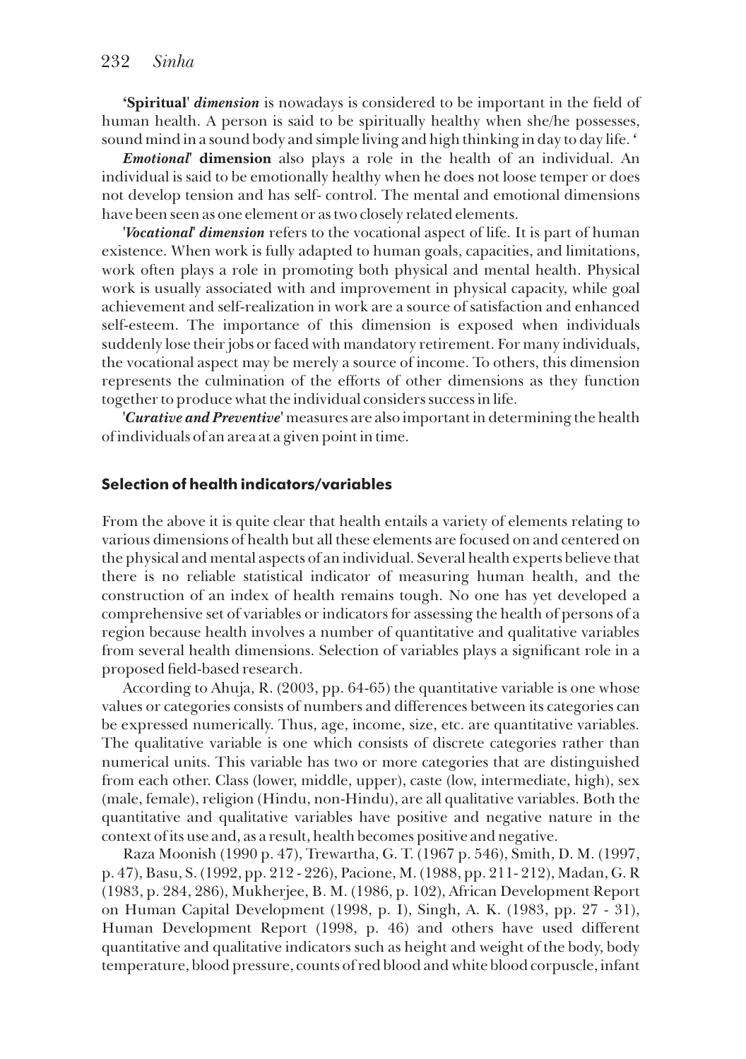**'Spiritual'** ***dimension*** is nowadays is considered to be important in the field of human health. A person is said to be spiritually healthy when she/he possesses, sound mind in a sound body and simple living and high thinking in day to day life. '

***Emotional'*** **dimension** also plays a role in the health of an individual. An individual is said to be emotionally healthy when he does not loose temper or does not develop tension and has self- control. The mental and emotional dimensions have been seen as one element or as two closely related elements.

'***Vocational' dimension*** refers to the vocational aspect of life. It is part of human existence. When work is fully adapted to human goals, capacities, and limitations, work often plays a role in promoting both physical and mental health. Physical work is usually associated with and improvement in physical capacity, while goal achievement and self-realization in work are a source of satisfaction and enhanced self-esteem. The importance of this dimension is exposed when individuals suddenly lose their jobs or faced with mandatory retirement. For many individuals, the vocational aspect may be merely a source of income. To others, this dimension represents the culmination of the efforts of other dimensions as they function together to produce what the individual considers success in life.

'***Curative and Preventive***' measures are also important in determining the health of individuals of an area at a given point in time.

### Selection of health indicators/variables

From the above it is quite clear that health entails a variety of elements relating to various dimensions of health but all these elements are focused on and centered on the physical and mental aspects of an individual. Several health experts believe that there is no reliable statistical indicator of measuring human health, and the construction of an index of health remains tough. No one has yet developed a comprehensive set of variables or indicators for assessing the health of persons of a region because health involves a number of quantitative and qualitative variables from several health dimensions. Selection of variables plays a significant role in a proposed field-based research.

According to Ahuja, R. (2003, pp. 64-65) the quantitative variable is one whose values or categories consists of numbers and differences between its categories can be expressed numerically. Thus, age, income, size, etc. are quantitative variables. The qualitative variable is one which consists of discrete categories rather than numerical units. This variable has two or more categories that are distinguished from each other. Class (lower, middle, upper), caste (low, intermediate, high), sex (male, female), religion (Hindu, non-Hindu), are all qualitative variables. Both the quantitative and qualitative variables have positive and negative nature in the context of its use and, as a result, health becomes positive and negative.

Raza Moonish (1990 p. 47), Trewartha, G. T. (1967 p. 546), Smith, D. M. (1997, p. 47), Basu, S. (1992, pp. 212 - 226), Pacione, M. (1988, pp. 211- 212), Madan, G. R (1983, p. 284, 286), Mukherjee, B. M. (1986, p. 102), African Development Report on Human Capital Development (1998, p. I), Singh, A. K. (1983, pp. 27 - 31), Human Development Report (1998, p. 46) and others have used different quantitative and qualitative indicators such as height and weight of the body, body temperature, blood pressure, counts of red blood and white blood corpuscle, infant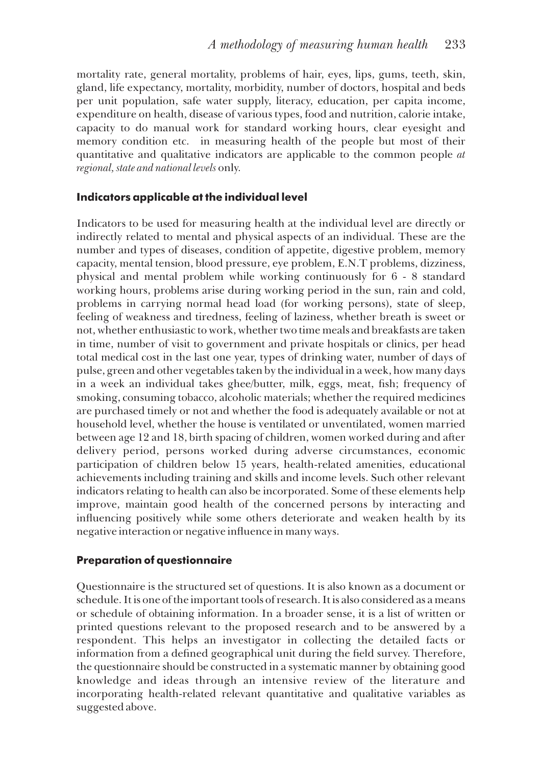mortality rate, general mortality, problems of hair, eyes, lips, gums, teeth, skin, gland, life expectancy, mortality, morbidity, number of doctors, hospital and beds per unit population, safe water supply, literacy, education, per capita income, expenditure on health, disease of various types, food and nutrition, calorie intake, capacity to do manual work for standard working hours, clear eyesight and memory condition etc. in measuring health of the people but most of their quantitative and qualitative indicators are applicable to the common people *at regional, state and national levels* only.

## Indicators applicable at the individual level

Indicators to be used for measuring health at the individual level are directly or indirectly related to mental and physical aspects of an individual. These are the number and types of diseases, condition of appetite, digestive problem, memory capacity, mental tension, blood pressure, eye problem, E.N.T problems, dizziness, physical and mental problem while working continuously for 6 - 8 standard working hours, problems arise during working period in the sun, rain and cold, problems in carrying normal head load (for working persons), state of sleep, feeling of weakness and tiredness, feeling of laziness, whether breath is sweet or not, whether enthusiastic to work, whether two time meals and breakfasts are taken in time, number of visit to government and private hospitals or clinics, per head total medical cost in the last one year, types of drinking water, number of days of pulse, green and other vegetables taken by the individual in a week, how many days in a week an individual takes ghee/butter, milk, eggs, meat, fish; frequency of smoking, consuming tobacco, alcoholic materials; whether the required medicines are purchased timely or not and whether the food is adequately available or not at household level, whether the house is ventilated or unventilated, women married between age 12 and 18, birth spacing of children, women worked during and after delivery period, persons worked during adverse circumstances, economic participation of children below 15 years, health-related amenities, educational achievements including training and skills and income levels. Such other relevant indicators relating to health can also be incorporated. Some of these elements help improve, maintain good health of the concerned persons by interacting and influencing positively while some others deteriorate and weaken health by its negative interaction or negative influence in many ways.

## Preparation of questionnaire

Questionnaire is the structured set of questions. It is also known as a document or schedule. It is one of the important tools of research. It is also considered as a means or schedule of obtaining information. In a broader sense, it is a list of written or printed questions relevant to the proposed research and to be answered by a respondent. This helps an investigator in collecting the detailed facts or information from a defined geographical unit during the field survey. Therefore, the questionnaire should be constructed in a systematic manner by obtaining good knowledge and ideas through an intensive review of the literature and incorporating health-related relevant quantitative and qualitative variables as suggested above.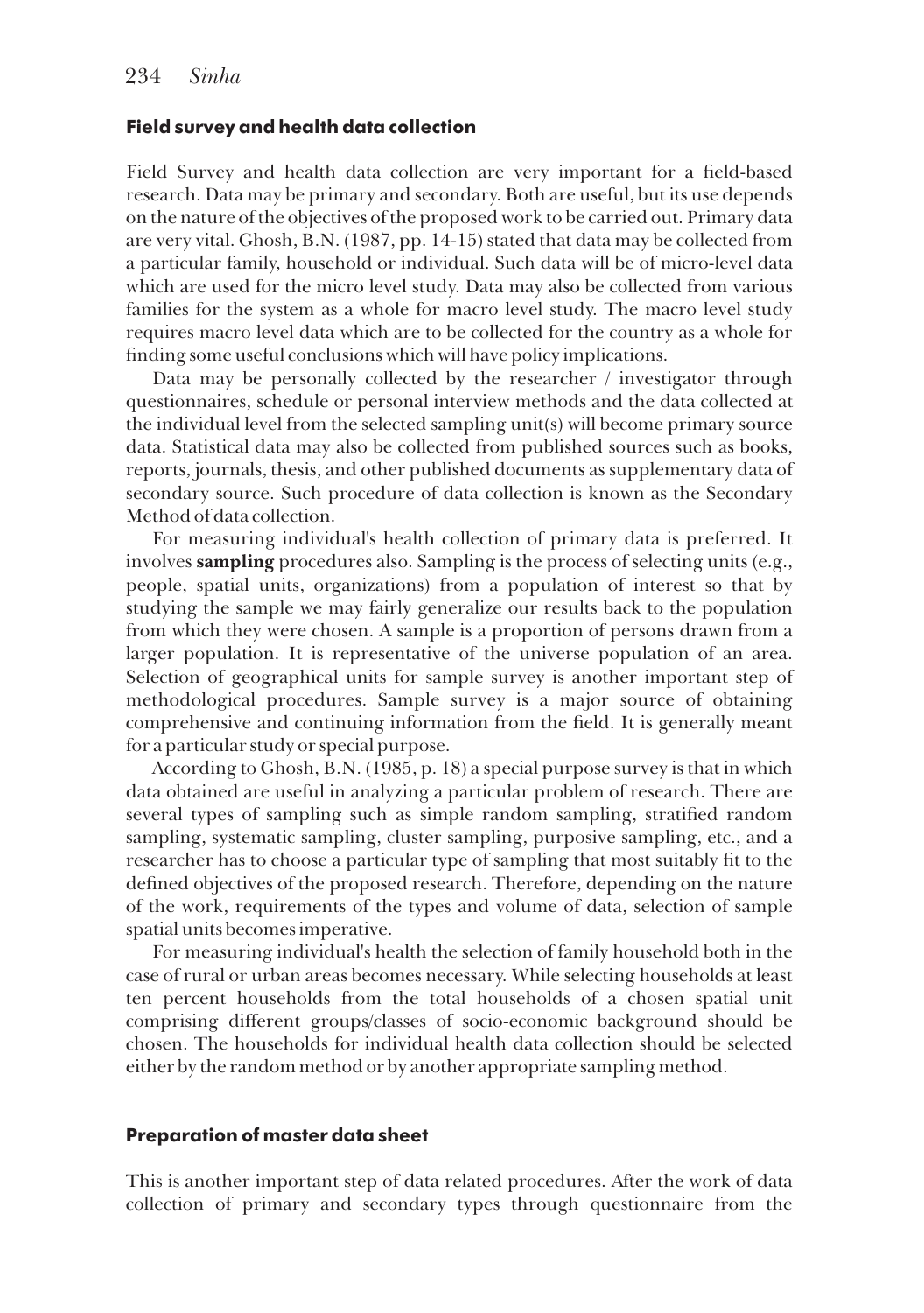### Field survey and health data collection

Field Survey and health data collection are very important for a field-based research. Data may be primary and secondary. Both are useful, but its use depends on the nature of the objectives of the proposed work to be carried out. Primary data are very vital. Ghosh, B.N. (1987, pp. 14-15) stated that data may be collected from a particular family, household or individual. Such data will be of micro-level data which are used for the micro level study. Data may also be collected from various families for the system as a whole for macro level study. The macro level study requires macro level data which are to be collected for the country as a whole for finding some useful conclusions which will have policy implications.

Data may be personally collected by the researcher / investigator through questionnaires, schedule or personal interview methods and the data collected at the individual level from the selected sampling unit(s) will become primary source data. Statistical data may also be collected from published sources such as books, reports, journals, thesis, and other published documents as supplementary data of secondary source. Such procedure of data collection is known as the Secondary Method of data collection.

For measuring individual's health collection of primary data is preferred. It involves **sampling** procedures also. Sampling is the process of selecting units (e.g., people, spatial units, organizations) from a population of interest so that by studying the sample we may fairly generalize our results back to the population from which they were chosen. A sample is a proportion of persons drawn from a larger population. It is representative of the universe population of an area. Selection of geographical units for sample survey is another important step of methodological procedures. Sample survey is a major source of obtaining comprehensive and continuing information from the field. It is generally meant for a particular study or special purpose.

According to Ghosh, B.N. (1985, p. 18) a special purpose survey is that in which data obtained are useful in analyzing a particular problem of research. There are several types of sampling such as simple random sampling, stratified random sampling, systematic sampling, cluster sampling, purposive sampling, etc., and a researcher has to choose a particular type of sampling that most suitably fit to the defined objectives of the proposed research. Therefore, depending on the nature of the work, requirements of the types and volume of data, selection of sample spatial units becomes imperative.

For measuring individual's health the selection of family household both in the case of rural or urban areas becomes necessary. While selecting households at least ten percent households from the total households of a chosen spatial unit comprising different groups/classes of socio-economic background should be chosen. The households for individual health data collection should be selected either by the random method or by another appropriate sampling method.

### Preparation of master data sheet

This is another important step of data related procedures. After the work of data collection of primary and secondary types through questionnaire from the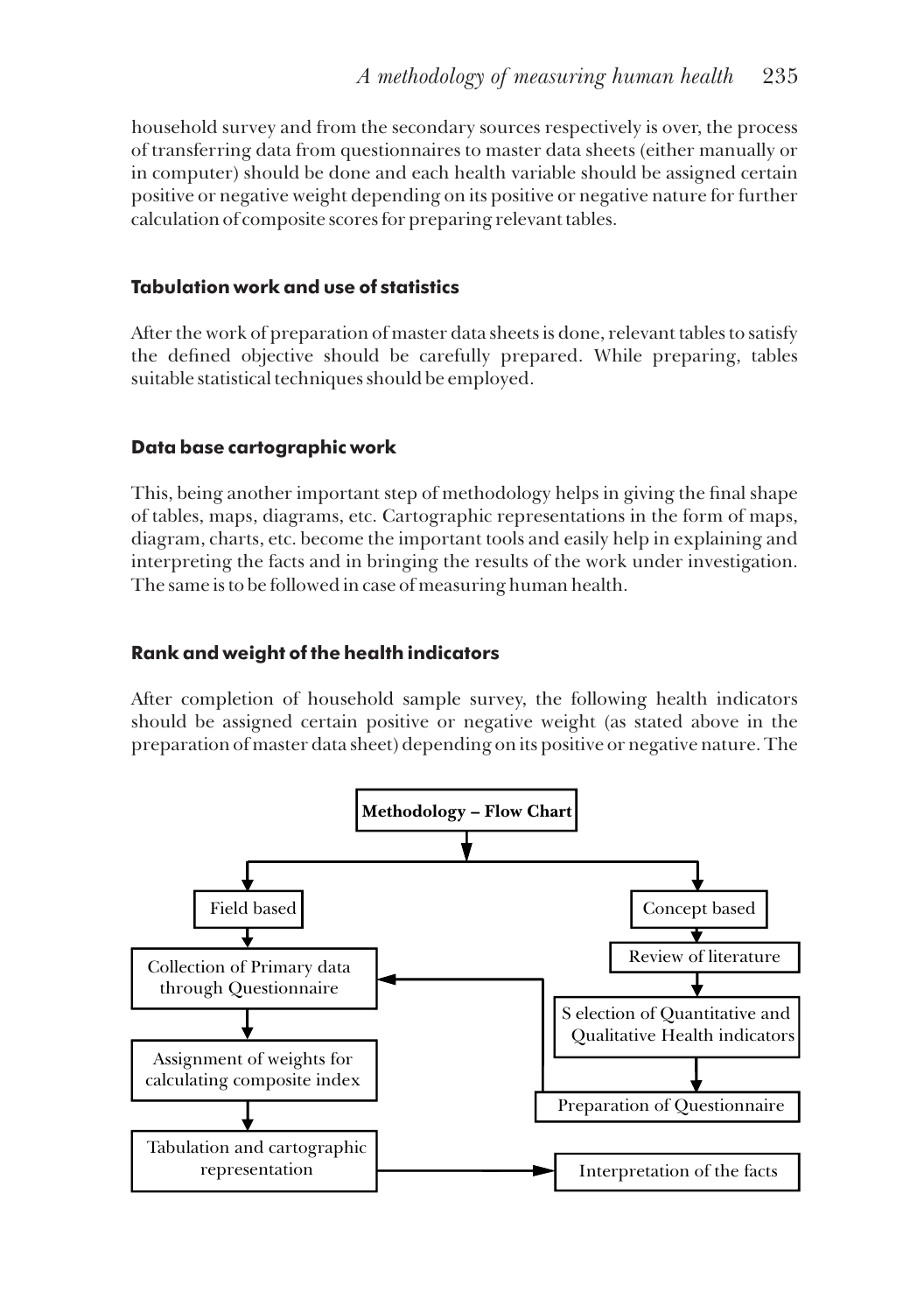household survey and from the secondary sources respectively is over, the process of transferring data from questionnaires to master data sheets (either manually or in computer) should be done and each health variable should be assigned certain positive or negative weight depending on its positive or negative nature for further calculation of composite scores for preparing relevant tables.

### Tabulation work and use of statistics

After the work of preparation of master data sheets is done, relevant tables to satisfy the defined objective should be carefully prepared. While preparing, tables suitable statistical techniques should be employed.

### Data base cartographic work

This, being another important step of methodology helps in giving the final shape of tables, maps, diagrams, etc. Cartographic representations in the form of maps, diagram, charts, etc. become the important tools and easily help in explaining and interpreting the facts and in bringing the results of the work under investigation. The same is to be followed in case of measuring human health.

### Rank and weight of the health indicators

After completion of household sample survey, the following health indicators should be assigned certain positive or negative weight (as stated above in the preparation of master data sheet) depending on its positive or negative nature. The

**Methodology – Flow Chart**

- Field based
  - Collection of Primary data through Questionnaire
  - Assignment of weights for calculating composite index
  - Tabulation and cartographic representation → Interpretation of the facts
- Concept based
  - Review of literature
  - Selection of Quantitative and Qualitative Health indicators
  - Preparation of Questionnaire → Collection of Primary data through Questionnaire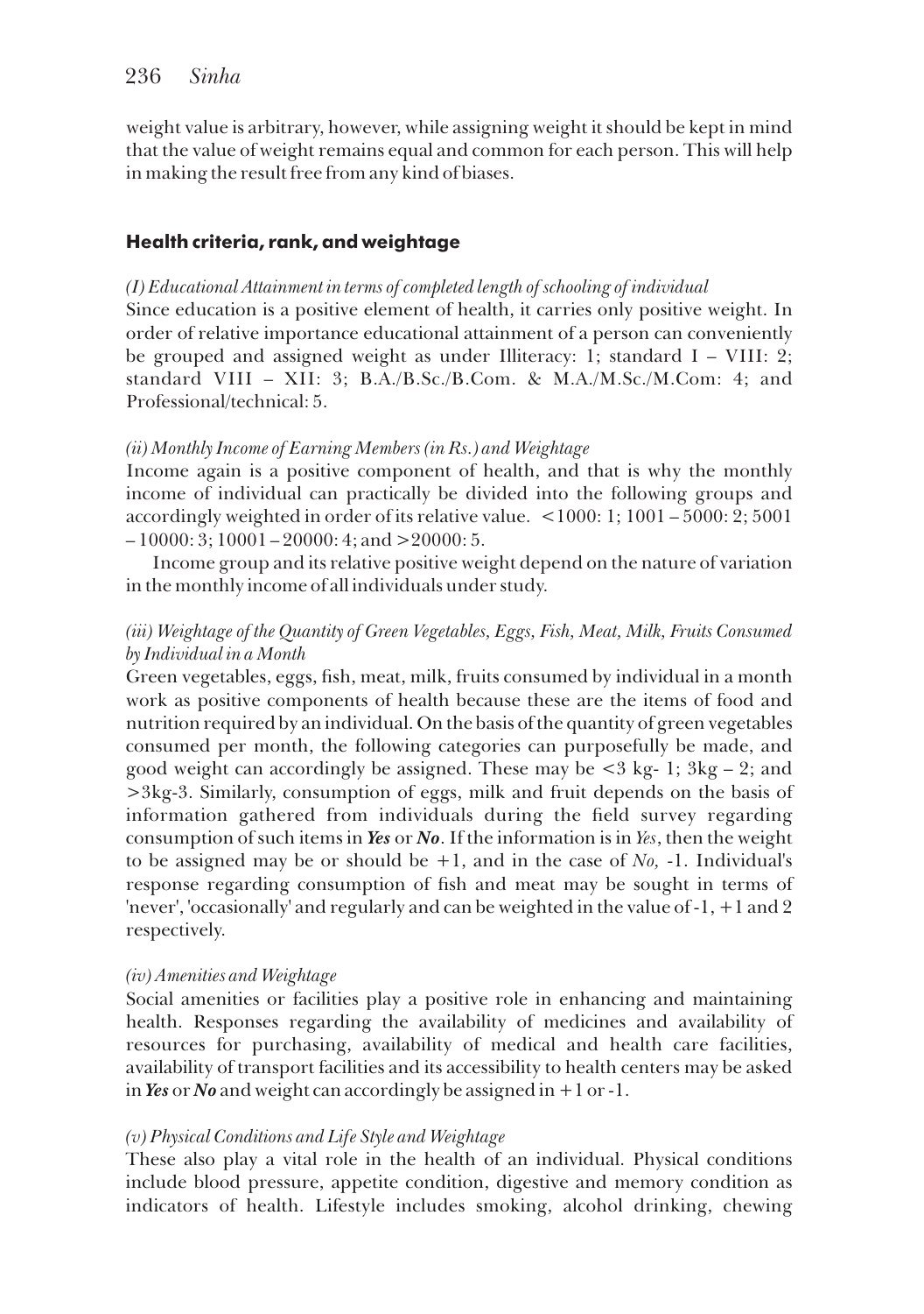weight value is arbitrary, however, while assigning weight it should be kept in mind that the value of weight remains equal and common for each person. This will help in making the result free from any kind of biases.

## Health criteria, rank, and weightage

*(I) Educational Attainment in terms of completed length of schooling of individual*

Since education is a positive element of health, it carries only positive weight. In order of relative importance educational attainment of a person can conveniently be grouped and assigned weight as under Illiteracy: 1; standard I – VIII: 2; standard VIII – XII: 3; B.A./B.Sc./B.Com. & M.A./M.Sc./M.Com: 4; and Professional/technical: 5.

*(ii) Monthly Income of Earning Members (in Rs.) and Weightage*

Income again is a positive component of health, and that is why the monthly income of individual can practically be divided into the following groups and accordingly weighted in order of its relative value. <1000: 1; 1001 – 5000: 2; 5001 – 10000: 3; 10001 – 20000: 4; and >20000: 5.

Income group and its relative positive weight depend on the nature of variation in the monthly income of all individuals under study.

*(iii) Weightage of the Quantity of Green Vegetables, Eggs, Fish, Meat, Milk, Fruits Consumed by Individual in a Month*

Green vegetables, eggs, fish, meat, milk, fruits consumed by individual in a month work as positive components of health because these are the items of food and nutrition required by an individual. On the basis of the quantity of green vegetables consumed per month, the following categories can purposefully be made, and good weight can accordingly be assigned. These may be <3 kg- 1; 3kg – 2; and >3kg-3. Similarly, consumption of eggs, milk and fruit depends on the basis of information gathered from individuals during the field survey regarding consumption of such items in ***Yes*** or ***No***. If the information is in *Yes*, then the weight to be assigned may be or should be +1, and in the case of *No,* -1. Individual's response regarding consumption of fish and meat may be sought in terms of 'never', 'occasionally' and regularly and can be weighted in the value of -1, +1 and 2 respectively.

*(iv) Amenities and Weightage*

Social amenities or facilities play a positive role in enhancing and maintaining health. Responses regarding the availability of medicines and availability of resources for purchasing, availability of medical and health care facilities, availability of transport facilities and its accessibility to health centers may be asked in ***Yes*** or ***No*** and weight can accordingly be assigned in +1 or -1.

*(v) Physical Conditions and Life Style and Weightage*

These also play a vital role in the health of an individual. Physical conditions include blood pressure, appetite condition, digestive and memory condition as indicators of health. Lifestyle includes smoking, alcohol drinking, chewing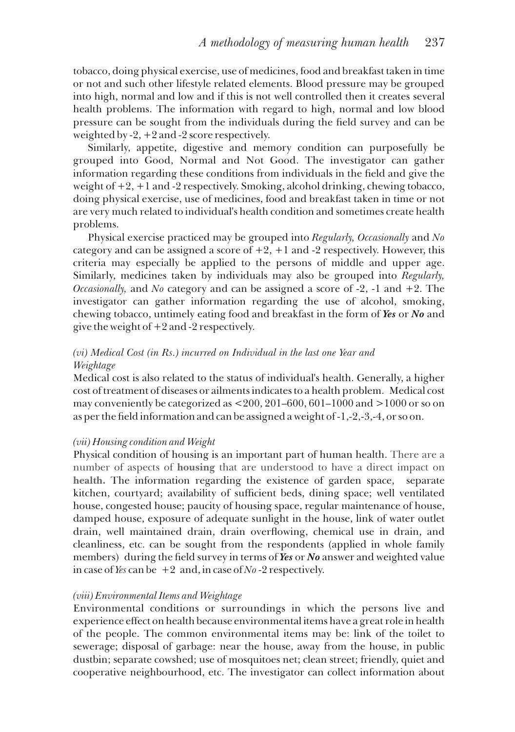tobacco, doing physical exercise, use of medicines, food and breakfast taken in time or not and such other lifestyle related elements. Blood pressure may be grouped into high, normal and low and if this is not well controlled then it creates several health problems. The information with regard to high, normal and low blood pressure can be sought from the individuals during the field survey and can be weighted by -2, +2 and -2 score respectively.

Similarly, appetite, digestive and memory condition can purposefully be grouped into Good, Normal and Not Good. The investigator can gather information regarding these conditions from individuals in the field and give the weight of +2, +1 and -2 respectively. Smoking, alcohol drinking, chewing tobacco, doing physical exercise, use of medicines, food and breakfast taken in time or not are very much related to individual's health condition and sometimes create health problems.

Physical exercise practiced may be grouped into *Regularly, Occasionally* and *No* category and can be assigned a score of +2, +1 and -2 respectively. However, this criteria may especially be applied to the persons of middle and upper age. Similarly, medicines taken by individuals may also be grouped into *Regularly, Occasionally,* and *No* category and can be assigned a score of -2, -1 and +2. The investigator can gather information regarding the use of alcohol, smoking, chewing tobacco, untimely eating food and breakfast in the form of ***Yes*** or ***No*** and give the weight of +2 and -2 respectively.

### *(vi) Medical Cost (in Rs.) incurred on Individual in the last one Year and Weightage*

Medical cost is also related to the status of individual's health. Generally, a higher cost of treatment of diseases or ailments indicates to a health problem. Medical cost may conveniently be categorized as <200, 201–600, 601–1000 and >1000 or so on as per the field information and can be assigned a weight of -1,-2,-3,-4, or so on.

### *(vii) Housing condition and Weight*

Physical condition of housing is an important part of human health. There are a number of aspects of **housing** that are understood to have a direct impact on **health.** The information regarding the existence of garden space, separate kitchen, courtyard; availability of sufficient beds, dining space; well ventilated house, congested house; paucity of housing space, regular maintenance of house, damped house, exposure of adequate sunlight in the house, link of water outlet drain, well maintained drain, drain overflowing, chemical use in drain, and cleanliness, etc. can be sought from the respondents (applied in whole family members) during the field survey in terms of ***Yes*** or ***No*** answer and weighted value in case of *Yes* can be +2 and, in case of *No* -2 respectively.

### *(viii) Environmental Items and Weightage*

Environmental conditions or surroundings in which the persons live and experience effect on health because environmental items have a great role in health of the people. The common environmental items may be: link of the toilet to sewerage; disposal of garbage: near the house, away from the house, in public dustbin; separate cowshed; use of mosquitoes net; clean street; friendly, quiet and cooperative neighbourhood, etc. The investigator can collect information about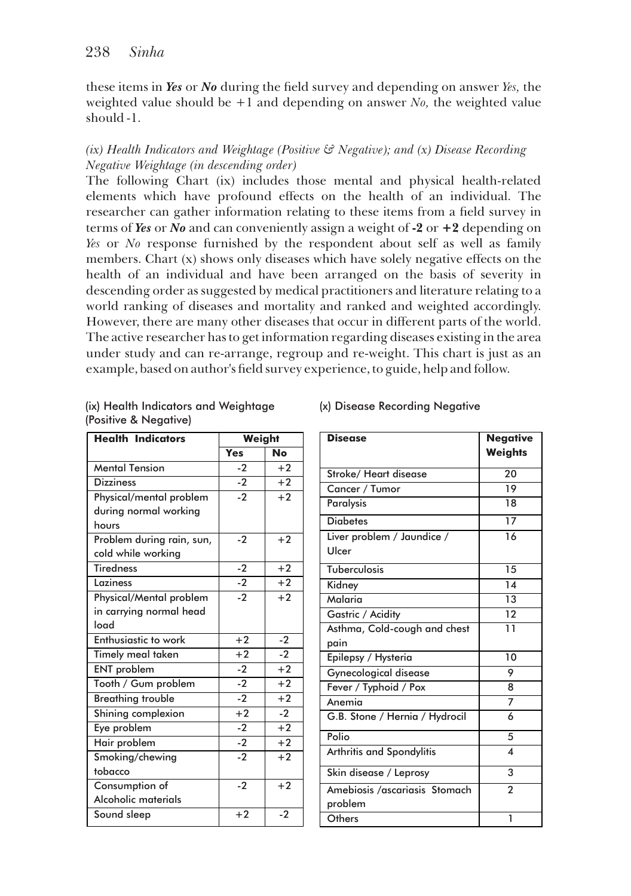these items in ***Yes*** or ***No*** during the field survey and depending on answer *Yes,* the weighted value should be +1 and depending on answer *No,* the weighted value should -1.

*(ix) Health Indicators and Weightage (Positive & Negative); and (x) Disease Recording Negative Weightage (in descending order)*

The following Chart (ix) includes those mental and physical health-related elements which have profound effects on the health of an individual. The researcher can gather information relating to these items from a field survey in terms of ***Yes*** or ***No*** and can conveniently assign a weight of **-2** or **+2** depending on *Yes* or *No* response furnished by the respondent about self as well as family members. Chart (x) shows only diseases which have solely negative effects on the health of an individual and have been arranged on the basis of severity in descending order as suggested by medical practitioners and literature relating to a world ranking of diseases and mortality and ranked and weighted accordingly. However, there are many other diseases that occur in different parts of the world. The active researcher has to get information regarding diseases existing in the area under study and can re-arrange, regroup and re-weight. This chart is just as an example, based on author's field survey experience, to guide, help and follow.

(ix) Health Indicators and Weightage (Positive & Negative)

| Health Indicators | Weight | |
|---|---|---|
| | Yes | No |
| Mental Tension | -2 | +2 |
| Dizziness | -2 | +2 |
| Physical/mental problem during normal working hours | -2 | +2 |
| Problem during rain, sun, cold while working | -2 | +2 |
| Tiredness | -2 | +2 |
| Laziness | -2 | +2 |
| Physical/Mental problem in carrying normal head load | -2 | +2 |
| Enthusiastic to work | +2 | -2 |
| Timely meal taken | +2 | -2 |
| ENT problem | -2 | +2 |
| Tooth / Gum problem | -2 | +2 |
| Breathing trouble | -2 | +2 |
| Shining complexion | +2 | -2 |
| Eye problem | -2 | +2 |
| Hair problem | -2 | +2 |
| Smoking/chewing tobacco | -2 | +2 |
| Consumption of Alcoholic materials | -2 | +2 |
| Sound sleep | +2 | -2 |

(x) Disease Recording Negative

| Disease | Negative Weights |
|---|---|
| Stroke/ Heart disease | 20 |
| Cancer / Tumor | 19 |
| Paralysis | 18 |
| Diabetes | 17 |
| Liver problem / Jaundice / Ulcer | 16 |
| Tuberculosis | 15 |
| Kidney | 14 |
| Malaria | 13 |
| Gastric / Acidity | 12 |
| Asthma, Cold-cough and chest pain | 11 |
| Epilepsy / Hysteria | 10 |
| Gynecological disease | 9 |
| Fever / Typhoid / Pox | 8 |
| Anemia | 7 |
| G.B. Stone / Hernia / Hydrocil | 6 |
| Polio | 5 |
| Arthritis and Spondylitis | 4 |
| Skin disease / Leprosy | 3 |
| Amebiosis /ascariasis Stomach problem | 2 |
| Others | 1 |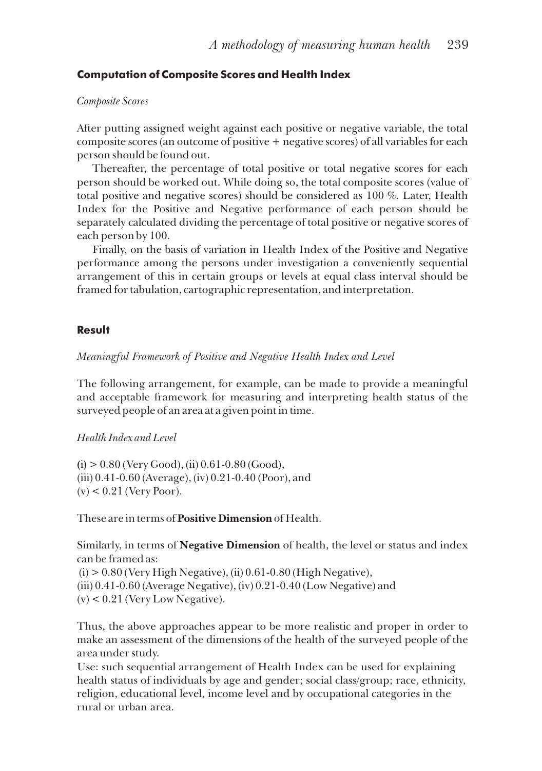## Computation of Composite Scores and Health Index

*Composite Scores*

After putting assigned weight against each positive or negative variable, the total composite scores (an outcome of positive + negative scores) of all variables for each person should be found out.

Thereafter, the percentage of total positive or total negative scores for each person should be worked out. While doing so, the total composite scores (value of total positive and negative scores) should be considered as 100 %. Later, Health Index for the Positive and Negative performance of each person should be separately calculated dividing the percentage of total positive or negative scores of each person by 100.

Finally, on the basis of variation in Health Index of the Positive and Negative performance among the persons under investigation a conveniently sequential arrangement of this in certain groups or levels at equal class interval should be framed for tabulation, cartographic representation, and interpretation.

## Result

*Meaningful Framework of Positive and Negative Health Index and Level*

The following arrangement, for example, can be made to provide a meaningful and acceptable framework for measuring and interpreting health status of the surveyed people of an area at a given point in time.

*Health Index and Level*

(i) > 0.80 (Very Good), (ii) 0.61-0.80 (Good),
(iii) 0.41-0.60 (Average), (iv) 0.21-0.40 (Poor), and
(v) < 0.21 (Very Poor).

These are in terms of **Positive Dimension** of Health.

Similarly, in terms of **Negative Dimension** of health, the level or status and index can be framed as:
(i) > 0.80 (Very High Negative), (ii) 0.61-0.80 (High Negative),
(iii) 0.41-0.60 (Average Negative), (iv) 0.21-0.40 (Low Negative) and
(v) < 0.21 (Very Low Negative).

Thus, the above approaches appear to be more realistic and proper in order to make an assessment of the dimensions of the health of the surveyed people of the area under study.

Use: such sequential arrangement of Health Index can be used for explaining health status of individuals by age and gender; social class/group; race, ethnicity, religion, educational level, income level and by occupational categories in the rural or urban area.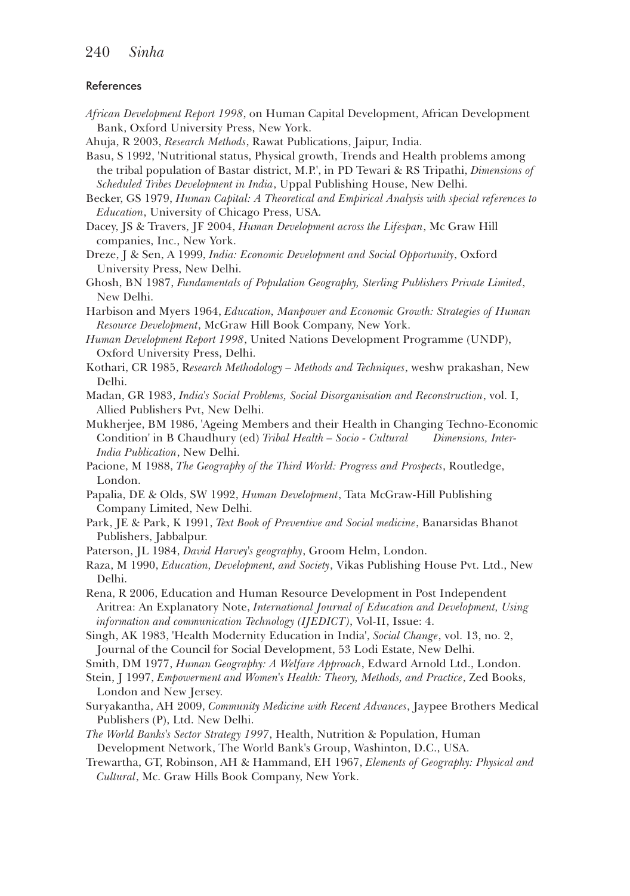#### References

*African Development Report 1998*, on Human Capital Development, African Development Bank, Oxford University Press, New York.

Ahuja, R 2003, *Research Methods*, Rawat Publications, Jaipur, India.

Basu, S 1992, 'Nutritional status, Physical growth, Trends and Health problems among the tribal population of Bastar district, M.P.', in PD Tewari & RS Tripathi, *Dimensions of Scheduled Tribes Development in India*, Uppal Publishing House, New Delhi.

Becker, GS 1979, *Human Capital: A Theoretical and Empirical Analysis with special references to Education*, University of Chicago Press, USA.

Dacey, JS & Travers, JF 2004, *Human Development across the Lifespan*, Mc Graw Hill companies, Inc., New York.

Dreze, J & Sen, A 1999, *India: Economic Development and Social Opportunity*, Oxford University Press, New Delhi.

Ghosh, BN 1987, *Fundamentals of Population Geography, Sterling Publishers Private Limited*, New Delhi.

Harbison and Myers 1964, *Education, Manpower and Economic Growth: Strategies of Human Resource Development*, McGraw Hill Book Company, New York.

*Human Development Report 1998*, United Nations Development Programme (UNDP), Oxford University Press, Delhi.

Kothari, CR 1985, R*esearch Methodology – Methods and Techniques*, weshw prakashan, New Delhi.

Madan, GR 1983, *India's Social Problems, Social Disorganisation and Reconstruction*, vol. I, Allied Publishers Pvt, New Delhi.

Mukherjee, BM 1986, 'Ageing Members and their Health in Changing Techno-Economic Condition' in B Chaudhury (ed) *Tribal Health – Socio - Cultural Dimensions, Inter-India Publication*, New Delhi.

Pacione, M 1988, *The Geography of the Third World: Progress and Prospects*, Routledge, London.

Papalia, DE & Olds, SW 1992, *Human Development*, Tata McGraw-Hill Publishing Company Limited, New Delhi.

Park, JE & Park, K 1991, *Text Book of Preventive and Social medicine*, Banarsidas Bhanot Publishers, Jabbalpur.

Paterson, JL 1984, *David Harvey's geography*, Groom Helm, London.

Raza, M 1990, *Education, Development, and Society*, Vikas Publishing House Pvt. Ltd., New Delhi.

Rena, R 2006, Education and Human Resource Development in Post Independent Aritrea: An Explanatory Note, *International Journal of Education and Development, Using information and communication Technology (IJEDICT)*, Vol-II, Issue: 4.

Singh, AK 1983, 'Health Modernity Education in India', *Social Change*, vol. 13, no. 2, Journal of the Council for Social Development, 53 Lodi Estate, New Delhi.

Smith, DM 1977, *Human Geography: A Welfare Approach*, Edward Arnold Ltd., London.

Stein, J 1997, *Empowerment and Women's Health: Theory, Methods, and Practice*, Zed Books, London and New Jersey.

Suryakantha, AH 2009, *Community Medicine with Recent Advances*, Jaypee Brothers Medical Publishers (P), Ltd. New Delhi.

*The World Banks's Sector Strategy 1997*, Health, Nutrition & Population, Human Development Network, The World Bank's Group, Washinton, D.C., USA.

Trewartha, GT, Robinson, AH & Hammand, EH 1967, *Elements of Geography: Physical and Cultural*, Mc. Graw Hills Book Company, New York.